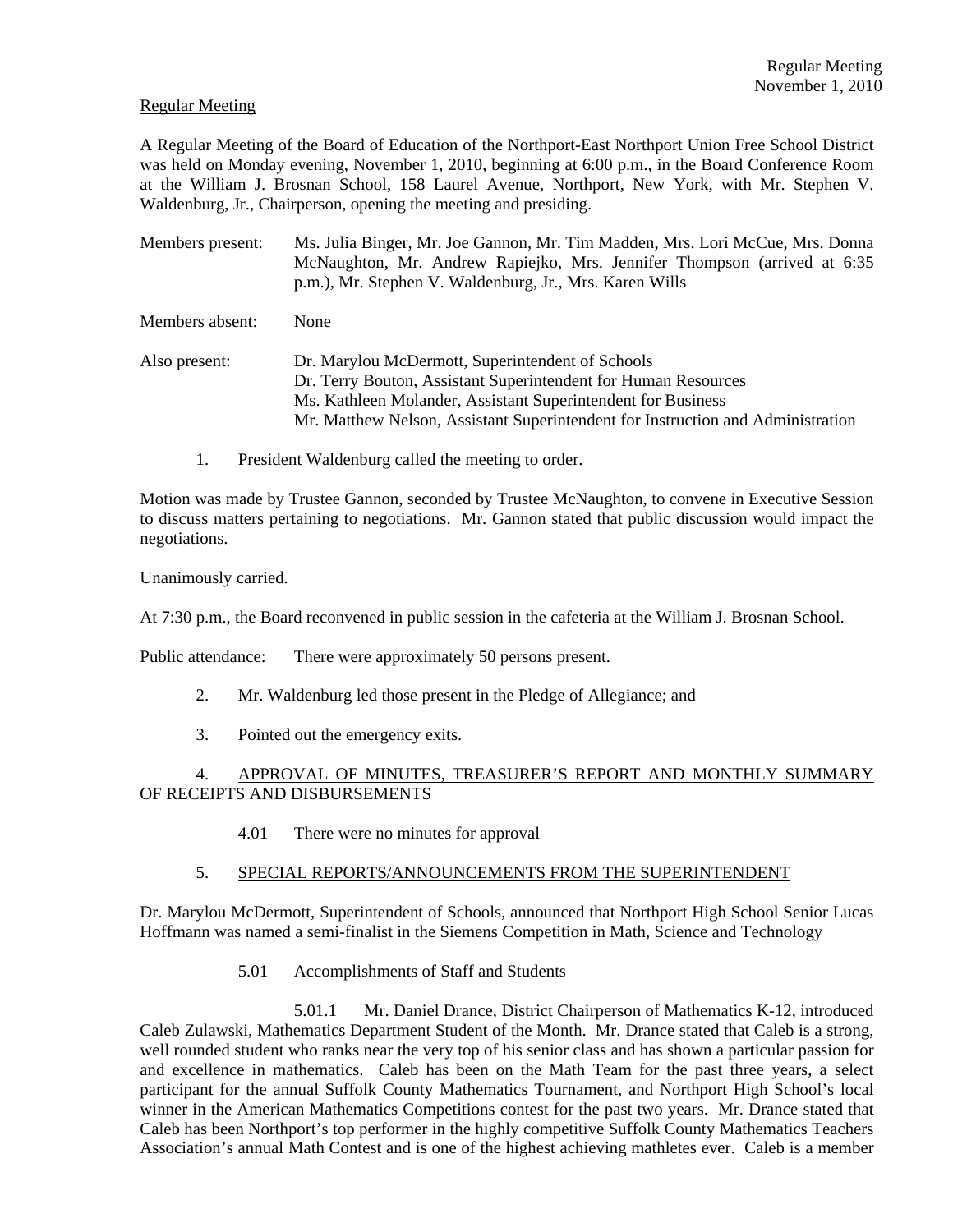Regular Meeting

A Regular Meeting of the Board of Education of the Northport-East Northport Union Free School District was held on Monday evening, November 1, 2010, beginning at 6:00 p.m., in the Board Conference Room at the William J. Brosnan School, 158 Laurel Avenue, Northport, New York, with Mr. Stephen V. Waldenburg, Jr., Chairperson, opening the meeting and presiding.

Members present: Ms. Julia Binger, Mr. Joe Gannon, Mr. Tim Madden, Mrs. Lori McCue, Mrs. Donna McNaughton, Mr. Andrew Rapiejko, Mrs. Jennifer Thompson (arrived at 6:35 p.m.), Mr. Stephen V. Waldenburg, Jr., Mrs. Karen Wills

Members absent: None

Also present: Dr. Marylou McDermott, Superintendent of Schools
Dr. Terry Bouton, Assistant Superintendent for Human Resources
Ms. Kathleen Molander, Assistant Superintendent for Business
Mr. Matthew Nelson, Assistant Superintendent for Instruction and Administration

1. President Waldenburg called the meeting to order.

Motion was made by Trustee Gannon, seconded by Trustee McNaughton, to convene in Executive Session to discuss matters pertaining to negotiations. Mr. Gannon stated that public discussion would impact the negotiations.

Unanimously carried.

At 7:30 p.m., the Board reconvened in public session in the cafeteria at the William J. Brosnan School.

Public attendance: There were approximately 50 persons present.

2. Mr. Waldenburg led those present in the Pledge of Allegiance; and

3. Pointed out the emergency exits.

4. APPROVAL OF MINUTES, TREASURER'S REPORT AND MONTHLY SUMMARY OF RECEIPTS AND DISBURSEMENTS

4.01 There were no minutes for approval

5. SPECIAL REPORTS/ANNOUNCEMENTS FROM THE SUPERINTENDENT

Dr. Marylou McDermott, Superintendent of Schools, announced that Northport High School Senior Lucas Hoffmann was named a semi-finalist in the Siemens Competition in Math, Science and Technology

5.01 Accomplishments of Staff and Students

5.01.1 Mr. Daniel Drance, District Chairperson of Mathematics K-12, introduced Caleb Zulawski, Mathematics Department Student of the Month. Mr. Drance stated that Caleb is a strong, well rounded student who ranks near the very top of his senior class and has shown a particular passion for and excellence in mathematics. Caleb has been on the Math Team for the past three years, a select participant for the annual Suffolk County Mathematics Tournament, and Northport High School's local winner in the American Mathematics Competitions contest for the past two years. Mr. Drance stated that Caleb has been Northport's top performer in the highly competitive Suffolk County Mathematics Teachers Association's annual Math Contest and is one of the highest achieving mathletes ever. Caleb is a member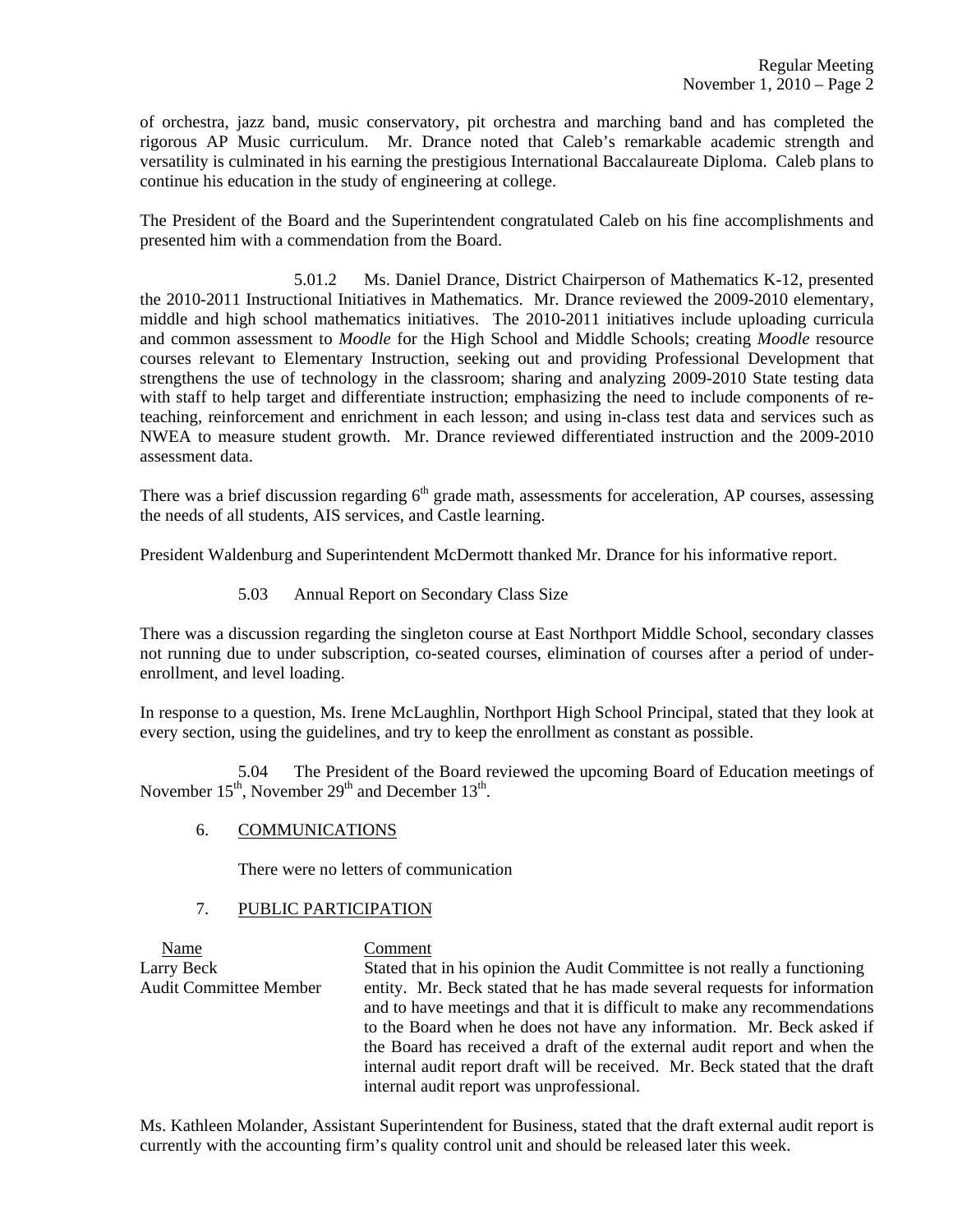of orchestra, jazz band, music conservatory, pit orchestra and marching band and has completed the rigorous AP Music curriculum. Mr. Drance noted that Caleb's remarkable academic strength and versatility is culminated in his earning the prestigious International Baccalaureate Diploma. Caleb plans to continue his education in the study of engineering at college.

The President of the Board and the Superintendent congratulated Caleb on his fine accomplishments and presented him with a commendation from the Board.

5.01.2 Ms. Daniel Drance, District Chairperson of Mathematics K-12, presented the 2010-2011 Instructional Initiatives in Mathematics. Mr. Drance reviewed the 2009-2010 elementary, middle and high school mathematics initiatives. The 2010-2011 initiatives include uploading curricula and common assessment to *Moodle* for the High School and Middle Schools; creating *Moodle* resource courses relevant to Elementary Instruction, seeking out and providing Professional Development that strengthens the use of technology in the classroom; sharing and analyzing 2009-2010 State testing data with staff to help target and differentiate instruction; emphasizing the need to include components of re-teaching, reinforcement and enrichment in each lesson; and using in-class test data and services such as NWEA to measure student growth. Mr. Drance reviewed differentiated instruction and the 2009-2010 assessment data.

There was a brief discussion regarding 6th grade math, assessments for acceleration, AP courses, assessing the needs of all students, AIS services, and Castle learning.

President Waldenburg and Superintendent McDermott thanked Mr. Drance for his informative report.

5.03 Annual Report on Secondary Class Size

There was a discussion regarding the singleton course at East Northport Middle School, secondary classes not running due to under subscription, co-seated courses, elimination of courses after a period of under-enrollment, and level loading.

In response to a question, Ms. Irene McLaughlin, Northport High School Principal, stated that they look at every section, using the guidelines, and try to keep the enrollment as constant as possible.

5.04 The President of the Board reviewed the upcoming Board of Education meetings of November 15th, November 29th and December 13th.

## 6. COMMUNICATIONS

There were no letters of communication

## 7. PUBLIC PARTICIPATION

| Name | Comment |
|---|---|
| Larry Beck<br>Audit Committee Member | Stated that in his opinion the Audit Committee is not really a functioning entity. Mr. Beck stated that he has made several requests for information and to have meetings and that it is difficult to make any recommendations to the Board when he does not have any information. Mr. Beck asked if the Board has received a draft of the external audit report and when the internal audit report draft will be received. Mr. Beck stated that the draft internal audit report was unprofessional. |

Ms. Kathleen Molander, Assistant Superintendent for Business, stated that the draft external audit report is currently with the accounting firm's quality control unit and should be released later this week.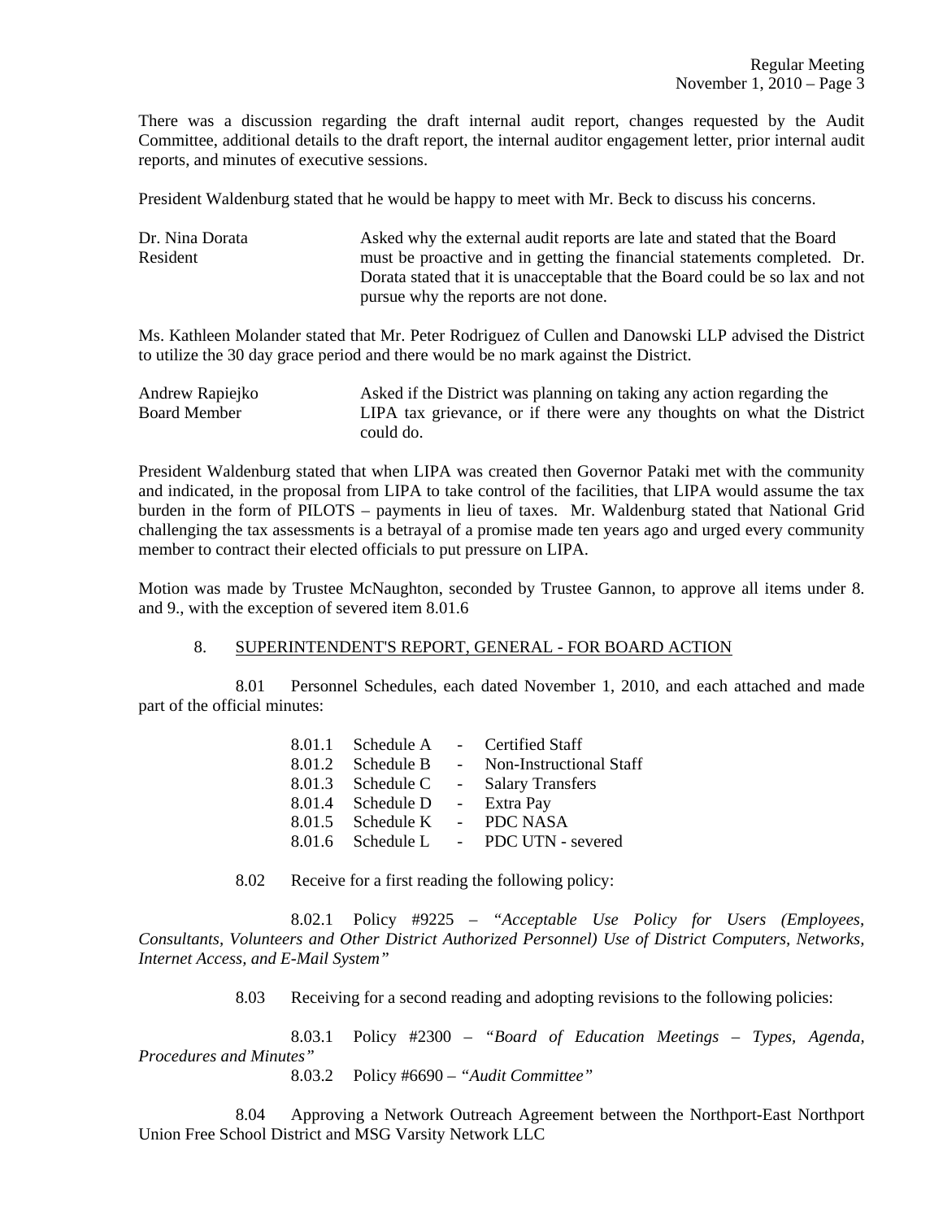There was a discussion regarding the draft internal audit report, changes requested by the Audit Committee, additional details to the draft report, the internal auditor engagement letter, prior internal audit reports, and minutes of executive sessions.

President Waldenburg stated that he would be happy to meet with Mr. Beck to discuss his concerns.

| | |
|---|---|
| Dr. Nina Dorata<br>Resident | Asked why the external audit reports are late and stated that the Board must be proactive and in getting the financial statements completed. Dr. Dorata stated that it is unacceptable that the Board could be so lax and not pursue why the reports are not done. |

Ms. Kathleen Molander stated that Mr. Peter Rodriguez of Cullen and Danowski LLP advised the District to utilize the 30 day grace period and there would be no mark against the District.

| | |
|---|---|
| Andrew Rapiejko<br>Board Member | Asked if the District was planning on taking any action regarding the LIPA tax grievance, or if there were any thoughts on what the District could do. |

President Waldenburg stated that when LIPA was created then Governor Pataki met with the community and indicated, in the proposal from LIPA to take control of the facilities, that LIPA would assume the tax burden in the form of PILOTS – payments in lieu of taxes. Mr. Waldenburg stated that National Grid challenging the tax assessments is a betrayal of a promise made ten years ago and urged every community member to contract their elected officials to put pressure on LIPA.

Motion was made by Trustee McNaughton, seconded by Trustee Gannon, to approve all items under 8. and 9., with the exception of severed item 8.01.6

8. SUPERINTENDENT'S REPORT, GENERAL - FOR BOARD ACTION

8.01 Personnel Schedules, each dated November 1, 2010, and each attached and made part of the official minutes:

8.01.1 Schedule A - Certified Staff
8.01.2 Schedule B - Non-Instructional Staff
8.01.3 Schedule C - Salary Transfers
8.01.4 Schedule D - Extra Pay
8.01.5 Schedule K - PDC NASA
8.01.6 Schedule L - PDC UTN - severed

8.02 Receive for a first reading the following policy:

8.02.1 Policy #9225 – *"Acceptable Use Policy for Users (Employees, Consultants, Volunteers and Other District Authorized Personnel) Use of District Computers, Networks, Internet Access, and E-Mail System"*

8.03 Receiving for a second reading and adopting revisions to the following policies:

8.03.1 Policy #2300 – *"Board of Education Meetings – Types, Agenda, Procedures and Minutes"*
8.03.2 Policy #6690 – *"Audit Committee"*

8.04 Approving a Network Outreach Agreement between the Northport-East Northport Union Free School District and MSG Varsity Network LLC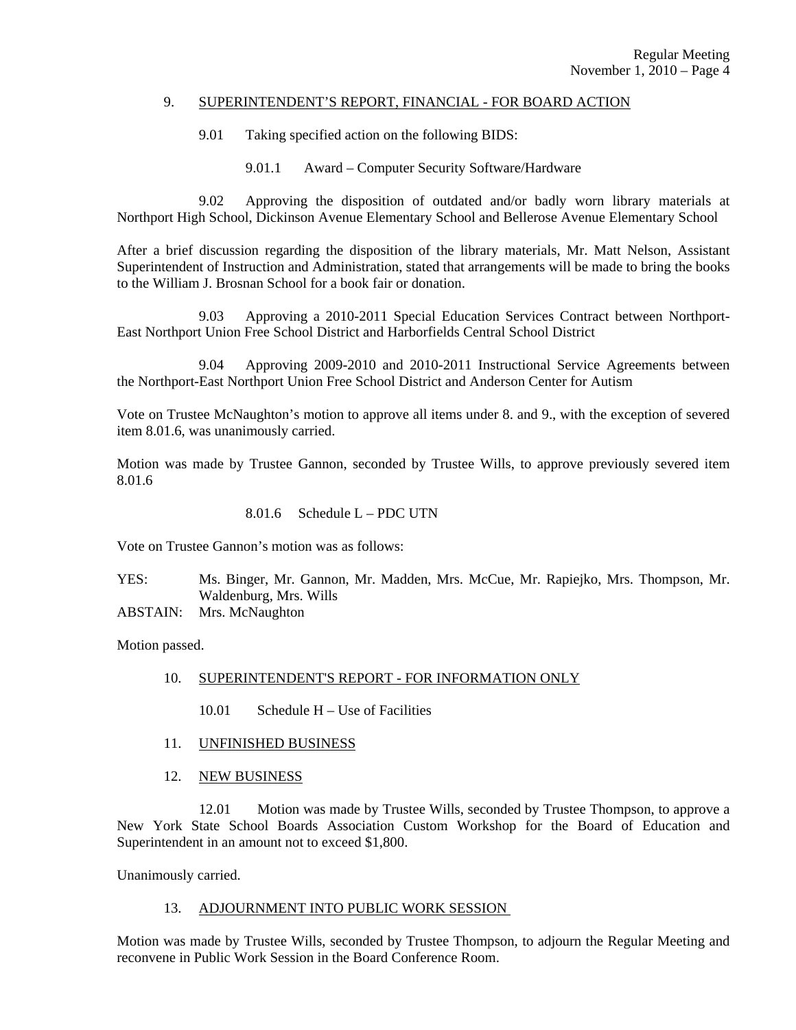9. SUPERINTENDENT'S REPORT, FINANCIAL - FOR BOARD ACTION

9.01 Taking specified action on the following BIDS:

9.01.1 Award – Computer Security Software/Hardware

9.02 Approving the disposition of outdated and/or badly worn library materials at Northport High School, Dickinson Avenue Elementary School and Bellerose Avenue Elementary School

After a brief discussion regarding the disposition of the library materials, Mr. Matt Nelson, Assistant Superintendent of Instruction and Administration, stated that arrangements will be made to bring the books to the William J. Brosnan School for a book fair or donation.

9.03 Approving a 2010-2011 Special Education Services Contract between Northport-East Northport Union Free School District and Harborfields Central School District

9.04 Approving 2009-2010 and 2010-2011 Instructional Service Agreements between the Northport-East Northport Union Free School District and Anderson Center for Autism

Vote on Trustee McNaughton's motion to approve all items under 8. and 9., with the exception of severed item 8.01.6, was unanimously carried.

Motion was made by Trustee Gannon, seconded by Trustee Wills, to approve previously severed item 8.01.6

8.01.6 Schedule L – PDC UTN

Vote on Trustee Gannon's motion was as follows:

YES: Ms. Binger, Mr. Gannon, Mr. Madden, Mrs. McCue, Mr. Rapiejko, Mrs. Thompson, Mr. Waldenburg, Mrs. Wills

ABSTAIN: Mrs. McNaughton

Motion passed.

10. SUPERINTENDENT'S REPORT - FOR INFORMATION ONLY

10.01 Schedule H – Use of Facilities

11. UNFINISHED BUSINESS

12. NEW BUSINESS

12.01 Motion was made by Trustee Wills, seconded by Trustee Thompson, to approve a New York State School Boards Association Custom Workshop for the Board of Education and Superintendent in an amount not to exceed $1,800.

Unanimously carried.

13. ADJOURNMENT INTO PUBLIC WORK SESSION

Motion was made by Trustee Wills, seconded by Trustee Thompson, to adjourn the Regular Meeting and reconvene in Public Work Session in the Board Conference Room.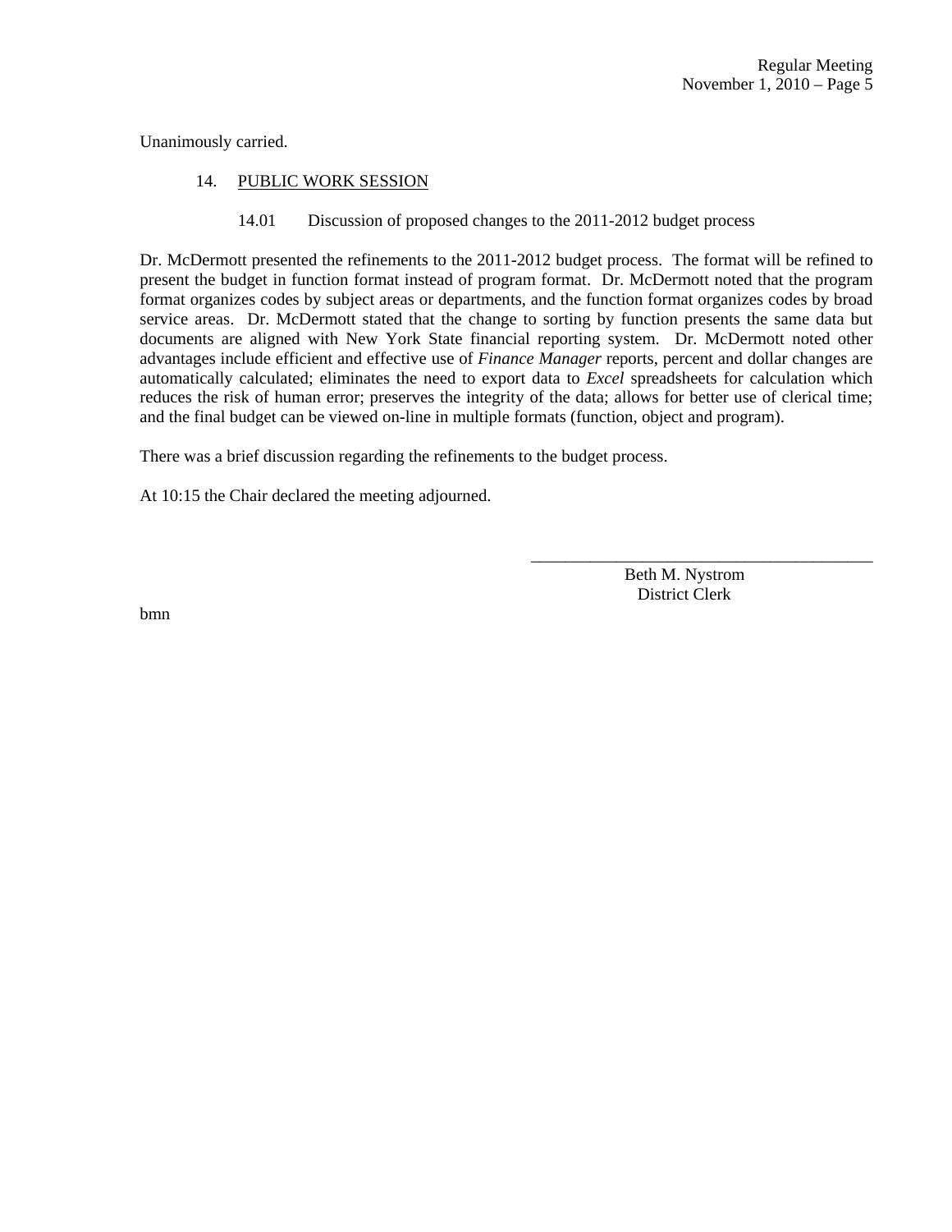Unanimously carried.

14. PUBLIC WORK SESSION

14.01 Discussion of proposed changes to the 2011-2012 budget process

Dr. McDermott presented the refinements to the 2011-2012 budget process. The format will be refined to present the budget in function format instead of program format. Dr. McDermott noted that the program format organizes codes by subject areas or departments, and the function format organizes codes by broad service areas. Dr. McDermott stated that the change to sorting by function presents the same data but documents are aligned with New York State financial reporting system. Dr. McDermott noted other advantages include efficient and effective use of *Finance Manager* reports, percent and dollar changes are automatically calculated; eliminates the need to export data to *Excel* spreadsheets for calculation which reduces the risk of human error; preserves the integrity of the data; allows for better use of clerical time; and the final budget can be viewed on-line in multiple formats (function, object and program).

There was a brief discussion regarding the refinements to the budget process.

At 10:15 the Chair declared the meeting adjourned.

\_\_\_\_\_\_\_\_\_\_\_\_\_\_\_\_\_\_\_\_\_\_\_\_\_\_\_\_\_\_\_\_\_\_\_\_\_\_\_\_

Beth M. Nystrom
District Clerk

bmn